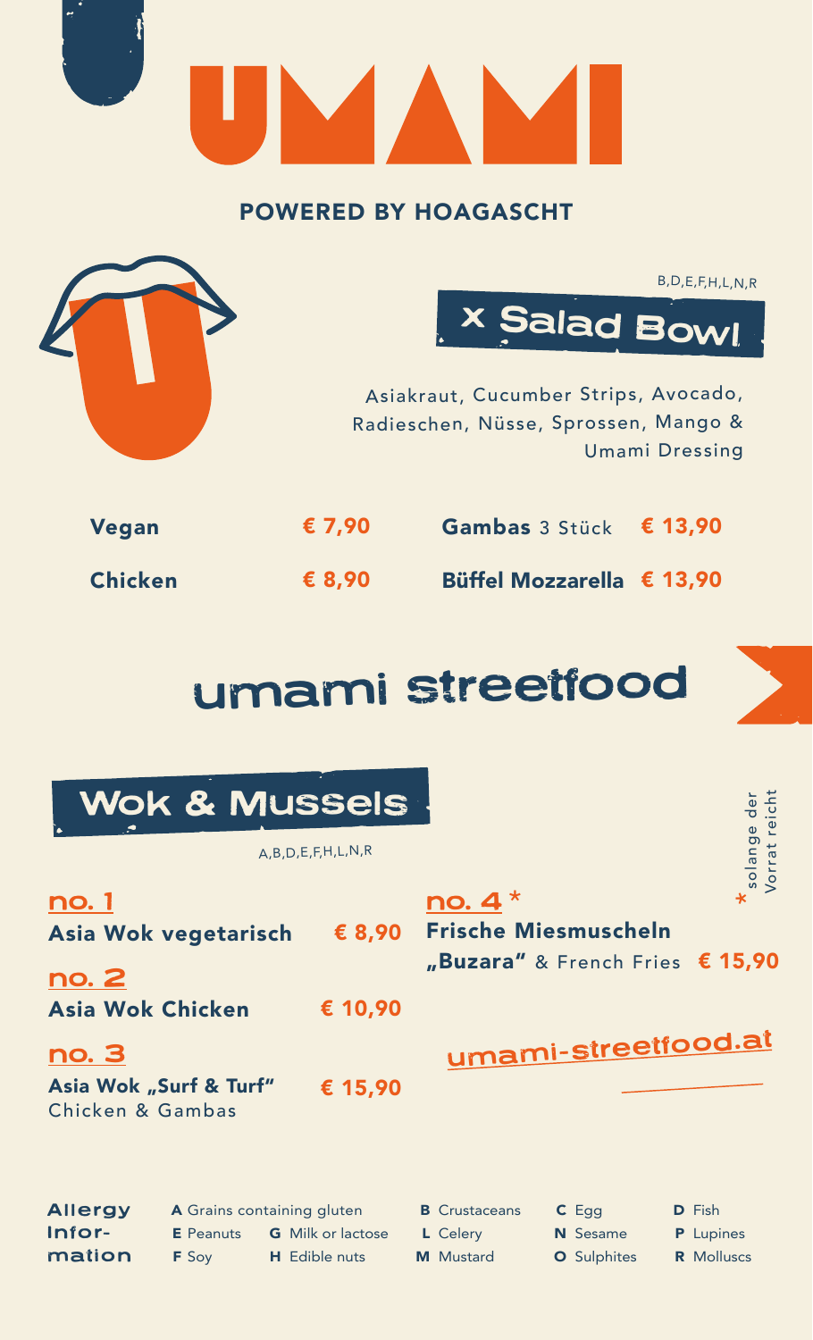# UMAMI

**POWERED BY HOAGASCHT**

B,D,E,F,H,L,N,R

## x Salad Bowl

Asiakraut, Cucumber Strips, Avocado, Radieschen, Nüsse, Sprossen, Mango & Umami Dressing

| | | | |
|---|---|---|---|
| **Vegan** | **€ 7,90** | **Gambas** 3 Stück | **€ 13,90** |
| **Chicken** | **€ 8,90** | **Büffel Mozzarella** | **€ 13,90** |

# umami streetfood

## Wok & Mussels

A,B,D,E,F,H,L,N,R

**no. 1**
**Asia Wok vegetarisch** **€ 8,90**

**no. 2**
**Asia Wok Chicken** **€ 10,90**

**no. 3**
**Asia Wok „Surf & Turf"** **€ 15,90**
Chicken & Gambas

**no. 4** *
**Frische Miesmuscheln**
**„Buzara"** & French Fries **€ 15,90**

* solange der Vorrat reicht

umami-streetfood.at

**Allergy Information**

| | | | | |
|---|---|---|---|---|
| **A** Grains containing gluten | | **B** Crustaceans | **C** Egg | **D** Fish |
| **E** Peanuts | **G** Milk or lactose | **L** Celery | **N** Sesame | **P** Lupines |
| **F** Soy | **H** Edible nuts | **M** Mustard | **O** Sulphites | **R** Molluscs |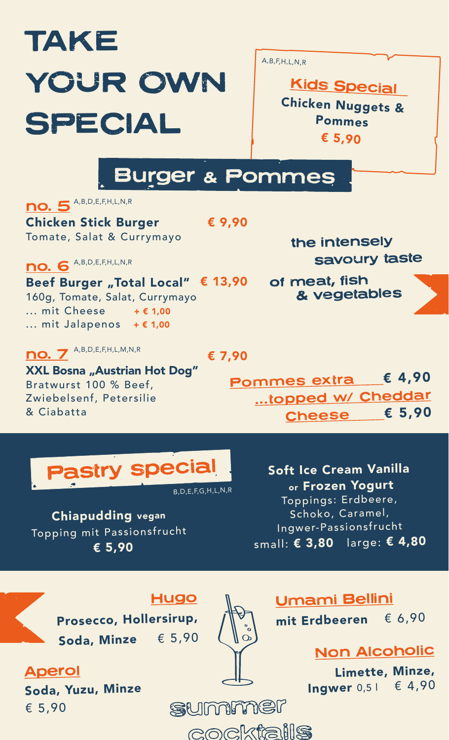# TAKE YOUR OWN SPECIAL

A,B,F,H,L,N,R

## Kids Special

**Chicken Nuggets & Pommes**

**€ 5,90**

## Burger & Pommes

**no. 5** A,B,D,E,F,H,L,N,R

**Chicken Stick Burger** **€ 9,90**

Tomate, Salat & Currymayo

**no. 6** A,B,D,E,F,H,L,N,R

**Beef Burger „Total Local"** **€ 13,90**

160g, Tomate, Salat, Currymayo

... mit Cheese **+ € 1,00**

... mit Jalapenos **+ € 1,00**

**no. 7** A,B,D,E,F,H,L,M,N,R **€ 7,90**

**XXL Bosna „Austrian Hot Dog"**

Bratwurst 100 % Beef, Zwiebelsenf, Petersilie & Ciabatta

the intensely savoury taste of meat, fish & vegetables

Pommes extra **€ 4,90**

...topped w/ Cheddar Cheese **€ 5,90**

## Pastry special

B,D,E,F,G,H,L,N,R

**Chiapudding vegan**

Topping mit Passionsfrucht

**€ 5,90**

**Soft Ice Cream Vanilla or Frozen Yogurt**

Toppings: Erdbeere, Schoko, Caramel, Ingwer-Passionsfrucht

small: **€ 3,80** large: **€ 4,80**

## summer cocktails

### Hugo

**Prosecco, Hollersirup, Soda, Minze** € 5,90

### Aperol

**Soda, Yuzu, Minze**

€ 5,90

### Umami Bellini

**mit Erdbeeren** € 6,90

### Non Alcoholic

**Limette, Minze, Ingwer** 0,5 l € 4,90